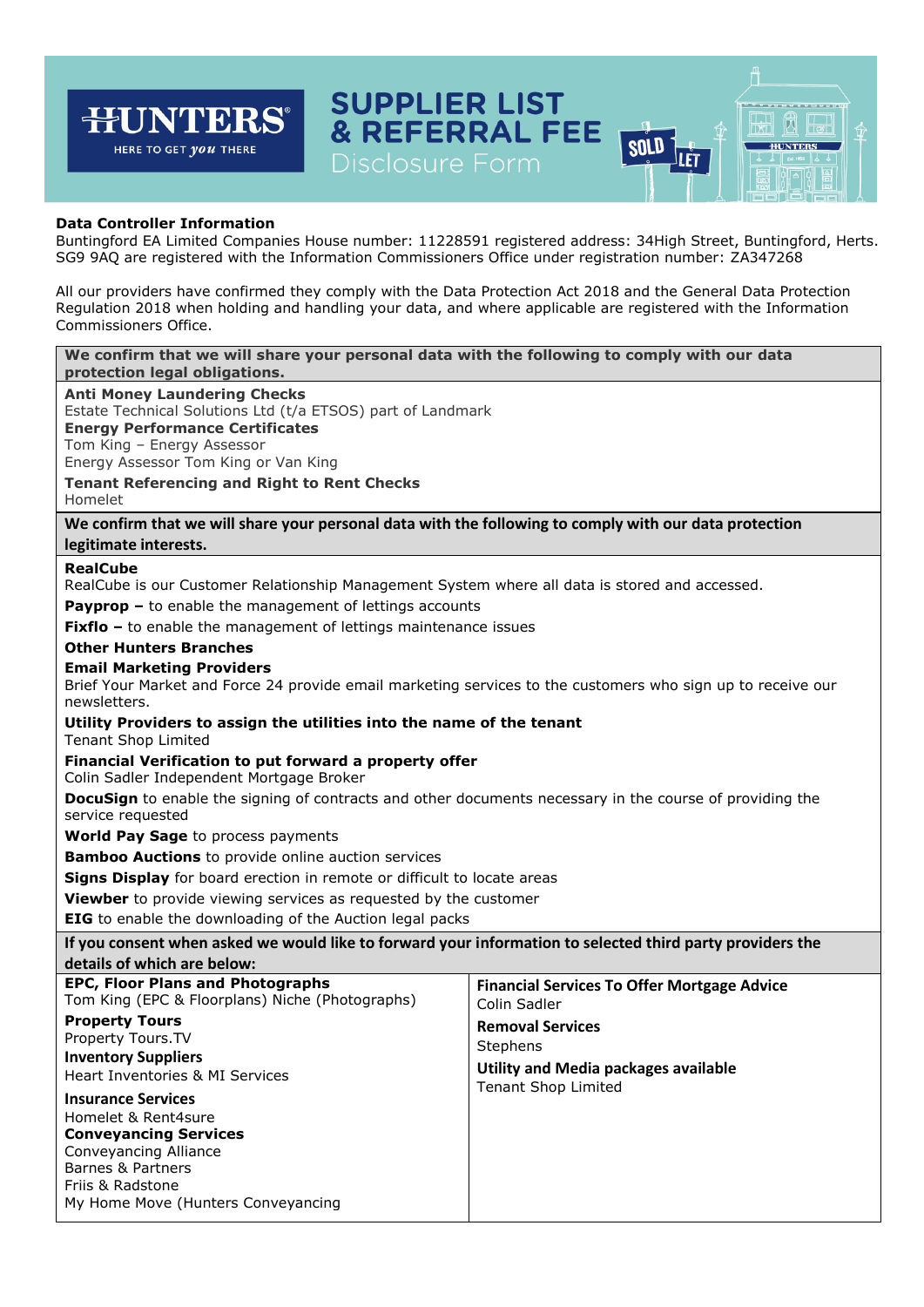# HUNTERS

HERE TO GET *you* THERE

# SUPPLIER LIST & REFERRAL FEE

## Disclosure Form

**Data Controller Information**

Buntingford EA Limited Companies House number: 11228591 registered address: 34High Street, Buntingford, Herts. SG9 9AQ are registered with the Information Commissioners Office under registration number: ZA347268

All our providers have confirmed they comply with the Data Protection Act 2018 and the General Data Protection Regulation 2018 when holding and handling your data, and where applicable are registered with the Information Commissioners Office.

**We confirm that we will share your personal data with the following to comply with our data protection legal obligations.**

**Anti Money Laundering Checks**
Estate Technical Solutions Ltd (t/a ETSOS) part of Landmark

**Energy Performance Certificates**
Tom King – Energy Assessor
Energy Assessor Tom King or Van King

**Tenant Referencing and Right to Rent Checks**
Homelet

**We confirm that we will share your personal data with the following to comply with our data protection legitimate interests.**

**RealCube**
RealCube is our Customer Relationship Management System where all data is stored and accessed.

**Payprop –** to enable the management of lettings accounts

**Fixflo –** to enable the management of lettings maintenance issues

**Other Hunters Branches**

**Email Marketing Providers**
Brief Your Market and Force 24 provide email marketing services to the customers who sign up to receive our newsletters.

**Utility Providers to assign the utilities into the name of the tenant**
Tenant Shop Limited

**Financial Verification to put forward a property offer**
Colin Sadler Independent Mortgage Broker

**DocuSign** to enable the signing of contracts and other documents necessary in the course of providing the service requested

**World Pay Sage** to process payments

**Bamboo Auctions** to provide online auction services

**Signs Display** for board erection in remote or difficult to locate areas

**Viewber** to provide viewing services as requested by the customer

**EIG** to enable the downloading of the Auction legal packs

**If you consent when asked we would like to forward your information to selected third party providers the details of which are below:**

**EPC, Floor Plans and Photographs**
Tom King (EPC & Floorplans) Niche (Photographs)

**Property Tours**
Property Tours.TV

**Inventory Suppliers**
Heart Inventories & MI Services

**Insurance Services**
Homelet & Rent4sure

**Conveyancing Services**
Conveyancing Alliance
Barnes & Partners
Friis & Radstone
My Home Move (Hunters Conveyancing

**Financial Services To Offer Mortgage Advice**
Colin Sadler

**Removal Services**
Stephens

**Utility and Media packages available**
Tenant Shop Limited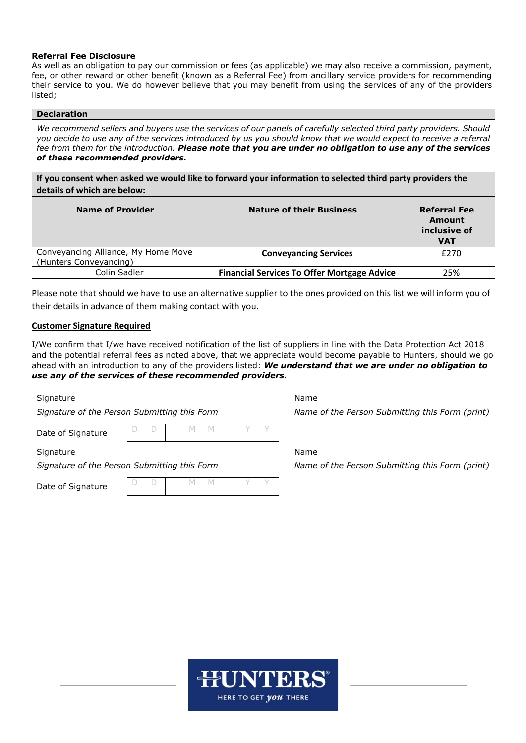**Referral Fee Disclosure**

As well as an obligation to pay our commission or fees (as applicable) we may also receive a commission, payment, fee, or other reward or other benefit (known as a Referral Fee) from ancillary service providers for recommending their service to you. We do however believe that you may benefit from using the services of any of the providers listed;

**Declaration**

*We recommend sellers and buyers use the services of our panels of carefully selected third party providers. Should you decide to use any of the services introduced by us you should know that we would expect to receive a referral fee from them for the introduction.* ***Please note that you are under no obligation to use any of the services of these recommended providers.***

**If you consent when asked we would like to forward your information to selected third party providers the details of which are below:**

| Name of Provider | Nature of their Business | Referral Fee Amount inclusive of VAT |
|---|---|---|
| Conveyancing Alliance, My Home Move (Hunters Conveyancing) | **Conveyancing Services** | £270 |
| Colin Sadler | **Financial Services To Offer Mortgage Advice** | 25% |

Please note that should we have to use an alternative supplier to the ones provided on this list we will inform you of their details in advance of them making contact with you.

**Customer Signature Required**

I/We confirm that I/we have received notification of the list of suppliers in line with the Data Protection Act 2018 and the potential referral fees as noted above, that we appreciate would become payable to Hunters, should we go ahead with an introduction to any of the providers listed: ***We understand that we are under no obligation to use any of the services of these recommended providers.***

Signature
*Signature of the Person Submitting this Form*

Name
*Name of the Person Submitting this Form (print)*

Date of Signature D D / M M / Y Y

Signature
*Signature of the Person Submitting this Form*

Name
*Name of the Person Submitting this Form (print)*

Date of Signature D D / M M / Y Y

HUNTERS®
HERE TO GET *you* THERE